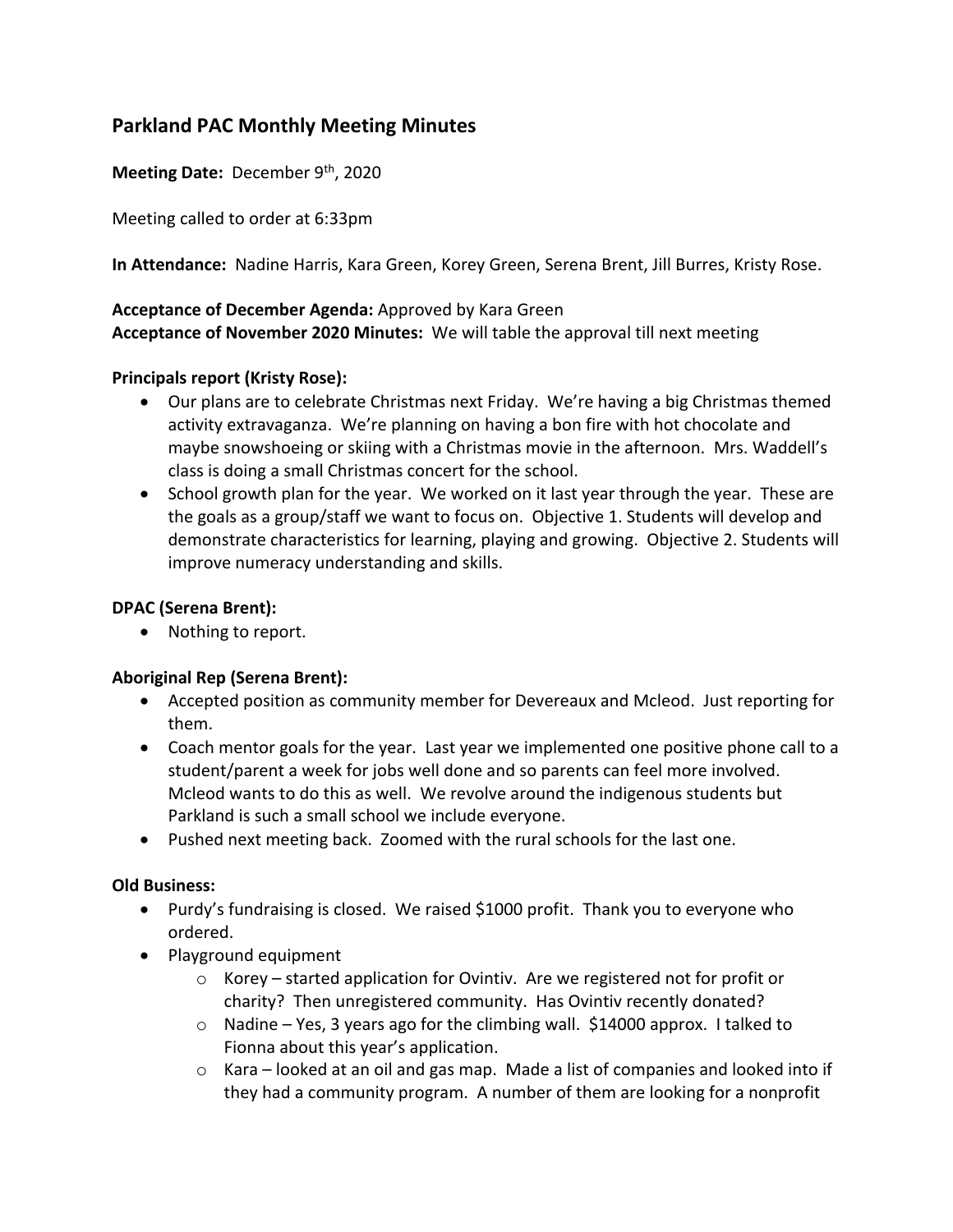## Parkland PAC Monthly Meeting Minutes

**Meeting Date:** December 9th, 2020

Meeting called to order at 6:33pm

**In Attendance:** Nadine Harris, Kara Green, Korey Green, Serena Brent, Jill Burres, Kristy Rose.

**Acceptance of December Agenda:** Approved by Kara Green
**Acceptance of November 2020 Minutes:** We will table the approval till next meeting

**Principals report (Kristy Rose):**

- Our plans are to celebrate Christmas next Friday. We're having a big Christmas themed activity extravaganza. We're planning on having a bon fire with hot chocolate and maybe snowshoeing or skiing with a Christmas movie in the afternoon. Mrs. Waddell's class is doing a small Christmas concert for the school.
- School growth plan for the year. We worked on it last year through the year. These are the goals as a group/staff we want to focus on. Objective 1. Students will develop and demonstrate characteristics for learning, playing and growing. Objective 2. Students will improve numeracy understanding and skills.

**DPAC (Serena Brent):**

- Nothing to report.

**Aboriginal Rep (Serena Brent):**

- Accepted position as community member for Devereaux and Mcleod. Just reporting for them.
- Coach mentor goals for the year. Last year we implemented one positive phone call to a student/parent a week for jobs well done and so parents can feel more involved. Mcleod wants to do this as well. We revolve around the indigenous students but Parkland is such a small school we include everyone.
- Pushed next meeting back. Zoomed with the rural schools for the last one.

**Old Business:**

- Purdy's fundraising is closed. We raised $1000 profit. Thank you to everyone who ordered.
- Playground equipment
  - Korey – started application for Ovintiv. Are we registered not for profit or charity? Then unregistered community. Has Ovintiv recently donated?
  - Nadine – Yes, 3 years ago for the climbing wall. $14000 approx. I talked to Fionna about this year's application.
  - Kara – looked at an oil and gas map. Made a list of companies and looked into if they had a community program. A number of them are looking for a nonprofit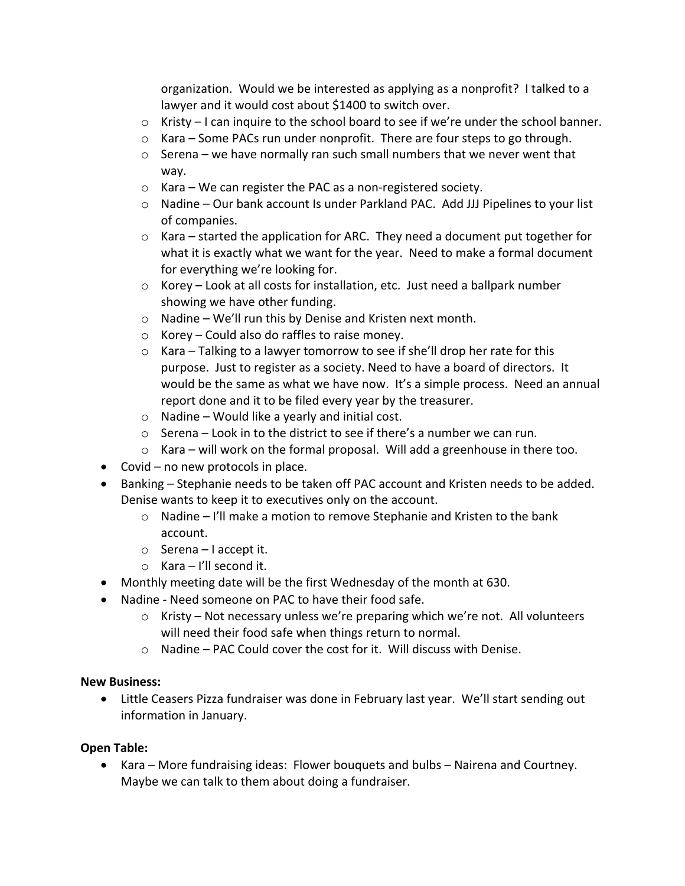organization. Would we be interested as applying as a nonprofit? I talked to a lawyer and it would cost about $1400 to switch over.
    - Kristy – I can inquire to the school board to see if we're under the school banner.
    - Kara – Some PACs run under nonprofit. There are four steps to go through.
    - Serena – we have normally ran such small numbers that we never went that way.
    - Kara – We can register the PAC as a non-registered society.
    - Nadine – Our bank account Is under Parkland PAC. Add JJJ Pipelines to your list of companies.
    - Kara – started the application for ARC. They need a document put together for what it is exactly what we want for the year. Need to make a formal document for everything we're looking for.
    - Korey – Look at all costs for installation, etc. Just need a ballpark number showing we have other funding.
    - Nadine – We'll run this by Denise and Kristen next month.
    - Korey – Could also do raffles to raise money.
    - Kara – Talking to a lawyer tomorrow to see if she'll drop her rate for this purpose. Just to register as a society. Need to have a board of directors. It would be the same as what we have now. It's a simple process. Need an annual report done and it to be filed every year by the treasurer.
    - Nadine – Would like a yearly and initial cost.
    - Serena – Look in to the district to see if there's a number we can run.
    - Kara – will work on the formal proposal. Will add a greenhouse in there too.
- Covid – no new protocols in place.
- Banking – Stephanie needs to be taken off PAC account and Kristen needs to be added. Denise wants to keep it to executives only on the account.
    - Nadine – I'll make a motion to remove Stephanie and Kristen to the bank account.
    - Serena – I accept it.
    - Kara – I'll second it.
- Monthly meeting date will be the first Wednesday of the month at 630.
- Nadine - Need someone on PAC to have their food safe.
    - Kristy – Not necessary unless we're preparing which we're not. All volunteers will need their food safe when things return to normal.
    - Nadine – PAC Could cover the cost for it. Will discuss with Denise.

**New Business:**

- Little Ceasers Pizza fundraiser was done in February last year. We'll start sending out information in January.

**Open Table:**

- Kara – More fundraising ideas: Flower bouquets and bulbs – Nairena and Courtney. Maybe we can talk to them about doing a fundraiser.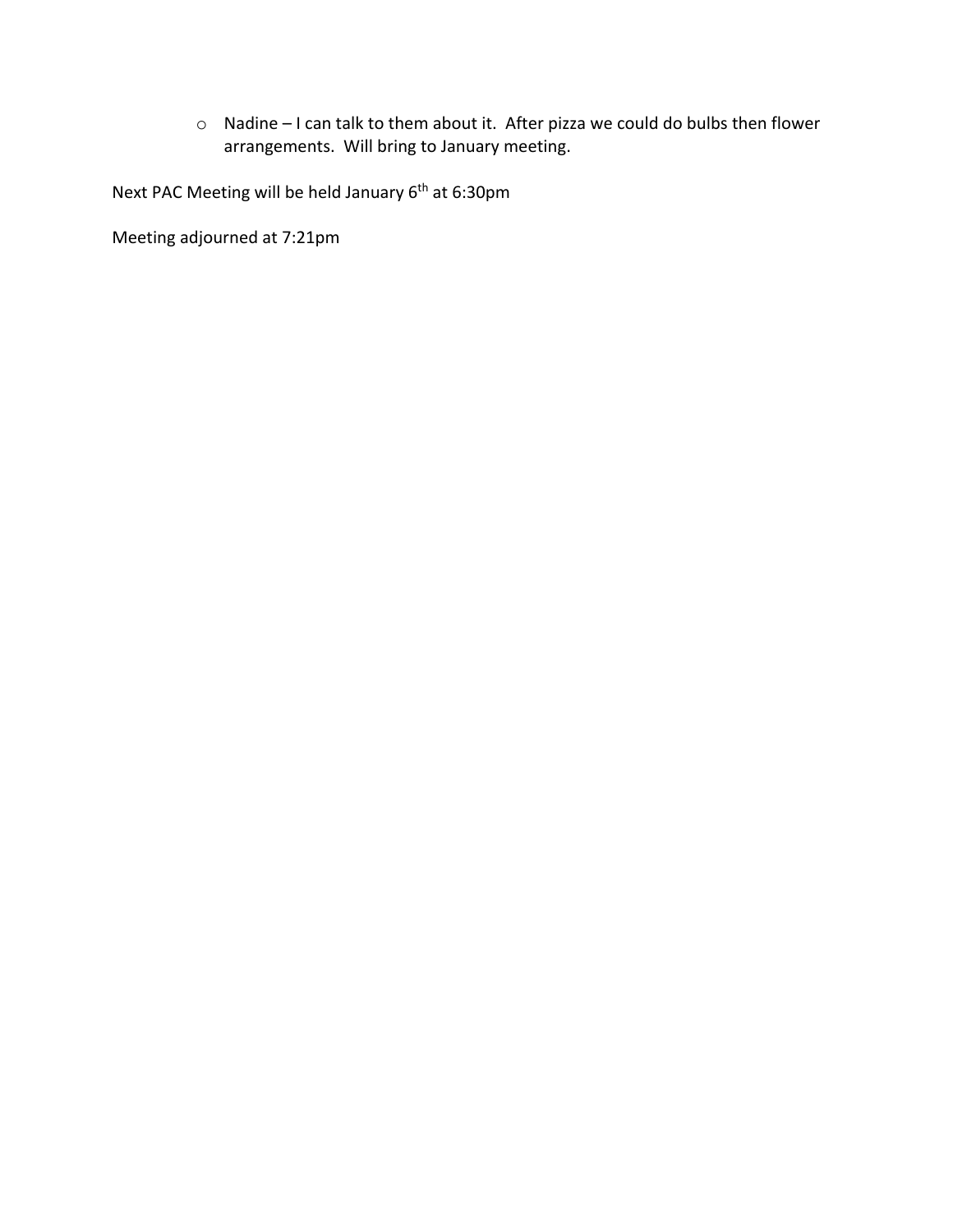- Nadine – I can talk to them about it. After pizza we could do bulbs then flower arrangements. Will bring to January meeting.

Next PAC Meeting will be held January 6th at 6:30pm

Meeting adjourned at 7:21pm